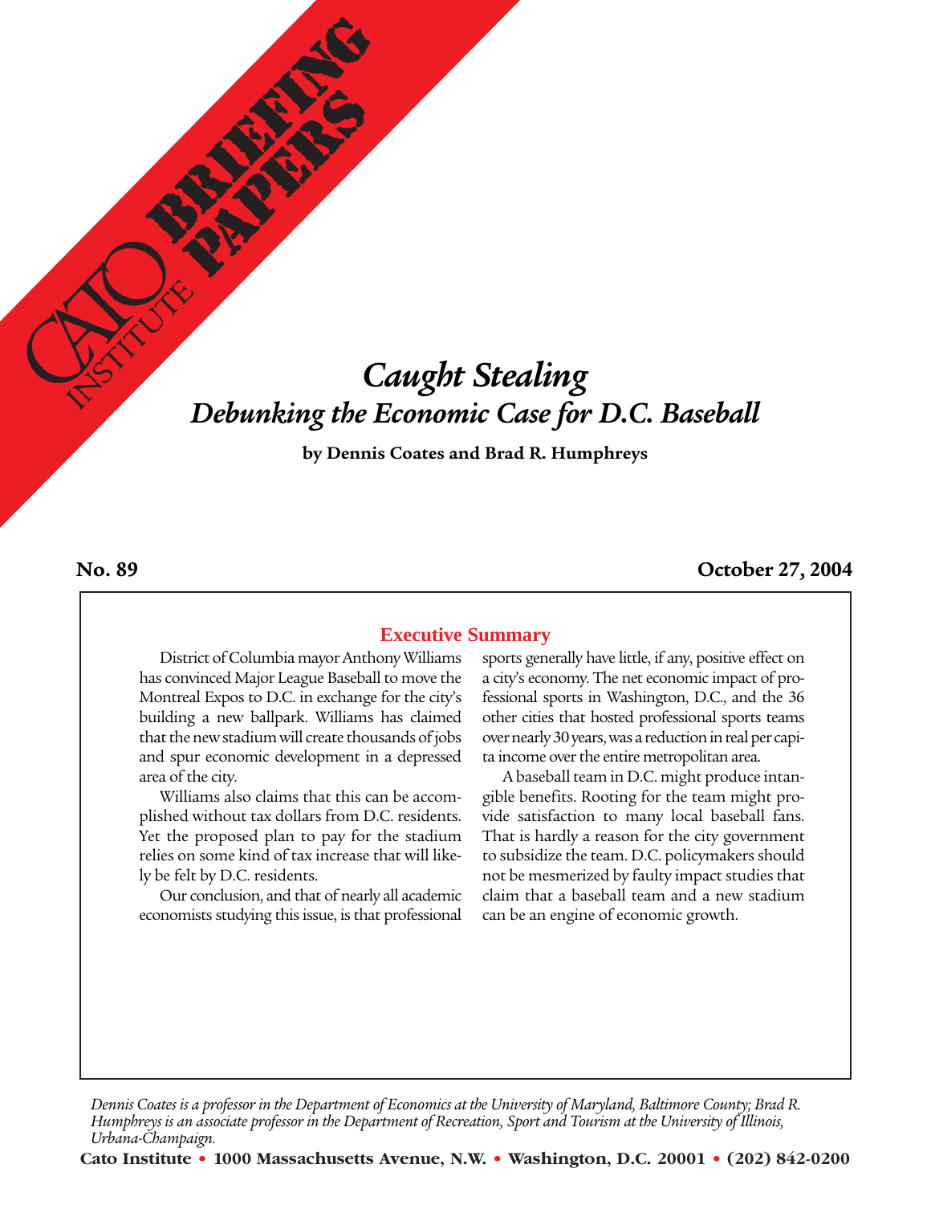# Caught Stealing
## Debunking the Economic Case for D.C. Baseball

**by Dennis Coates and Brad R. Humphreys**

**No. 89** **October 27, 2004**

### Executive Summary

District of Columbia mayor Anthony Williams has convinced Major League Baseball to move the Montreal Expos to D.C. in exchange for the city's building a new ballpark. Williams has claimed that the new stadium will create thousands of jobs and spur economic development in a depressed area of the city.

Williams also claims that this can be accomplished without tax dollars from D.C. residents. Yet the proposed plan to pay for the stadium relies on some kind of tax increase that will likely be felt by D.C. residents.

Our conclusion, and that of nearly all academic economists studying this issue, is that professional sports generally have little, if any, positive effect on a city's economy. The net economic impact of professional sports in Washington, D.C., and the 36 other cities that hosted professional sports teams over nearly 30 years, was a reduction in real per capita income over the entire metropolitan area.

A baseball team in D.C. might produce intangible benefits. Rooting for the team might provide satisfaction to many local baseball fans. That is hardly a reason for the city government to subsidize the team. D.C. policymakers should not be mesmerized by faulty impact studies that claim that a baseball team and a new stadium can be an engine of economic growth.

*Dennis Coates is a professor in the Department of Economics at the University of Maryland, Baltimore County; Brad R. Humphreys is an associate professor in the Department of Recreation, Sport and Tourism at the University of Illinois, Urbana-Champaign.*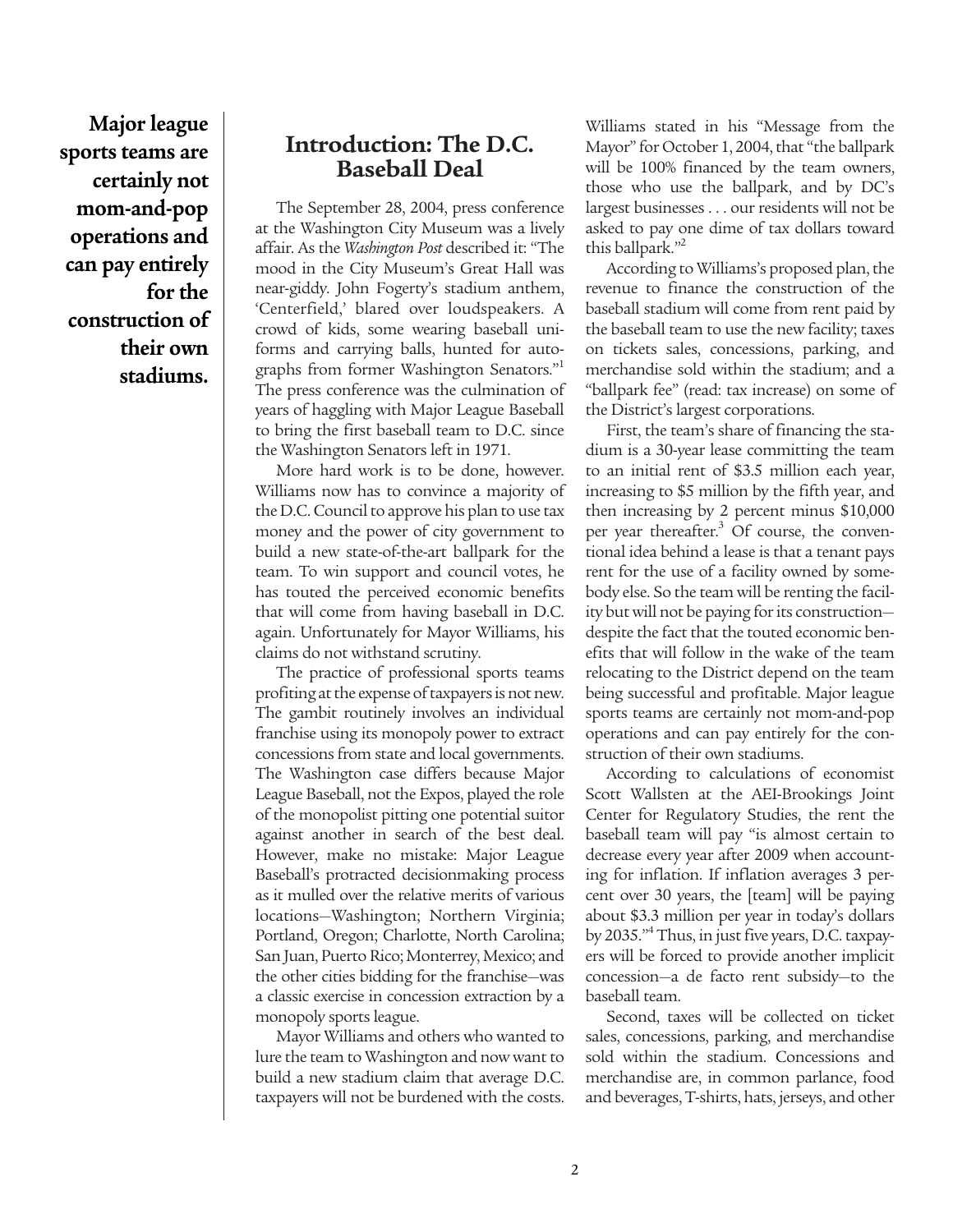**Major league sports teams are certainly not mom-and-pop operations and can pay entirely for the construction of their own stadiums.**

## Introduction: The D.C. Baseball Deal

The September 28, 2004, press conference at the Washington City Museum was a lively affair. As the *Washington Post* described it: "The mood in the City Museum's Great Hall was near-giddy. John Fogerty's stadium anthem, 'Centerfield,' blared over loudspeakers. A crowd of kids, some wearing baseball uniforms and carrying balls, hunted for autographs from former Washington Senators."[1] The press conference was the culmination of years of haggling with Major League Baseball to bring the first baseball team to D.C. since the Washington Senators left in 1971.

More hard work is to be done, however. Williams now has to convince a majority of the D.C. Council to approve his plan to use tax money and the power of city government to build a new state-of-the-art ballpark for the team. To win support and council votes, he has touted the perceived economic benefits that will come from having baseball in D.C. again. Unfortunately for Mayor Williams, his claims do not withstand scrutiny.

The practice of professional sports teams profiting at the expense of taxpayers is not new. The gambit routinely involves an individual franchise using its monopoly power to extract concessions from state and local governments. The Washington case differs because Major League Baseball, not the Expos, played the role of the monopolist pitting one potential suitor against another in search of the best deal. However, make no mistake: Major League Baseball's protracted decisionmaking process as it mulled over the relative merits of various locations—Washington; Northern Virginia; Portland, Oregon; Charlotte, North Carolina; San Juan, Puerto Rico; Monterrey, Mexico; and the other cities bidding for the franchise—was a classic exercise in concession extraction by a monopoly sports league.

Mayor Williams and others who wanted to lure the team to Washington and now want to build a new stadium claim that average D.C. taxpayers will not be burdened with the costs. Williams stated in his "Message from the Mayor" for October 1, 2004, that "the ballpark will be 100% financed by the team owners, those who use the ballpark, and by DC's largest businesses . . . our residents will not be asked to pay one dime of tax dollars toward this ballpark."[2]

According to Williams's proposed plan, the revenue to finance the construction of the baseball stadium will come from rent paid by the baseball team to use the new facility; taxes on tickets sales, concessions, parking, and merchandise sold within the stadium; and a "ballpark fee" (read: tax increase) on some of the District's largest corporations.

First, the team's share of financing the stadium is a 30-year lease committing the team to an initial rent of \$3.5 million each year, increasing to \$5 million by the fifth year, and then increasing by 2 percent minus \$10,000 per year thereafter.[3] Of course, the conventional idea behind a lease is that a tenant pays rent for the use of a facility owned by somebody else. So the team will be renting the facility but will not be paying for its construction—despite the fact that the touted economic benefits that will follow in the wake of the team relocating to the District depend on the team being successful and profitable. Major league sports teams are certainly not mom-and-pop operations and can pay entirely for the construction of their own stadiums.

According to calculations of economist Scott Wallsten at the AEI-Brookings Joint Center for Regulatory Studies, the rent the baseball team will pay "is almost certain to decrease every year after 2009 when accounting for inflation. If inflation averages 3 percent over 30 years, the [team] will be paying about \$3.3 million per year in today's dollars by 2035."[4] Thus, in just five years, D.C. taxpayers will be forced to provide another implicit concession—a de facto rent subsidy—to the baseball team.

Second, taxes will be collected on ticket sales, concessions, parking, and merchandise sold within the stadium. Concessions and merchandise are, in common parlance, food and beverages, T-shirts, hats, jerseys, and other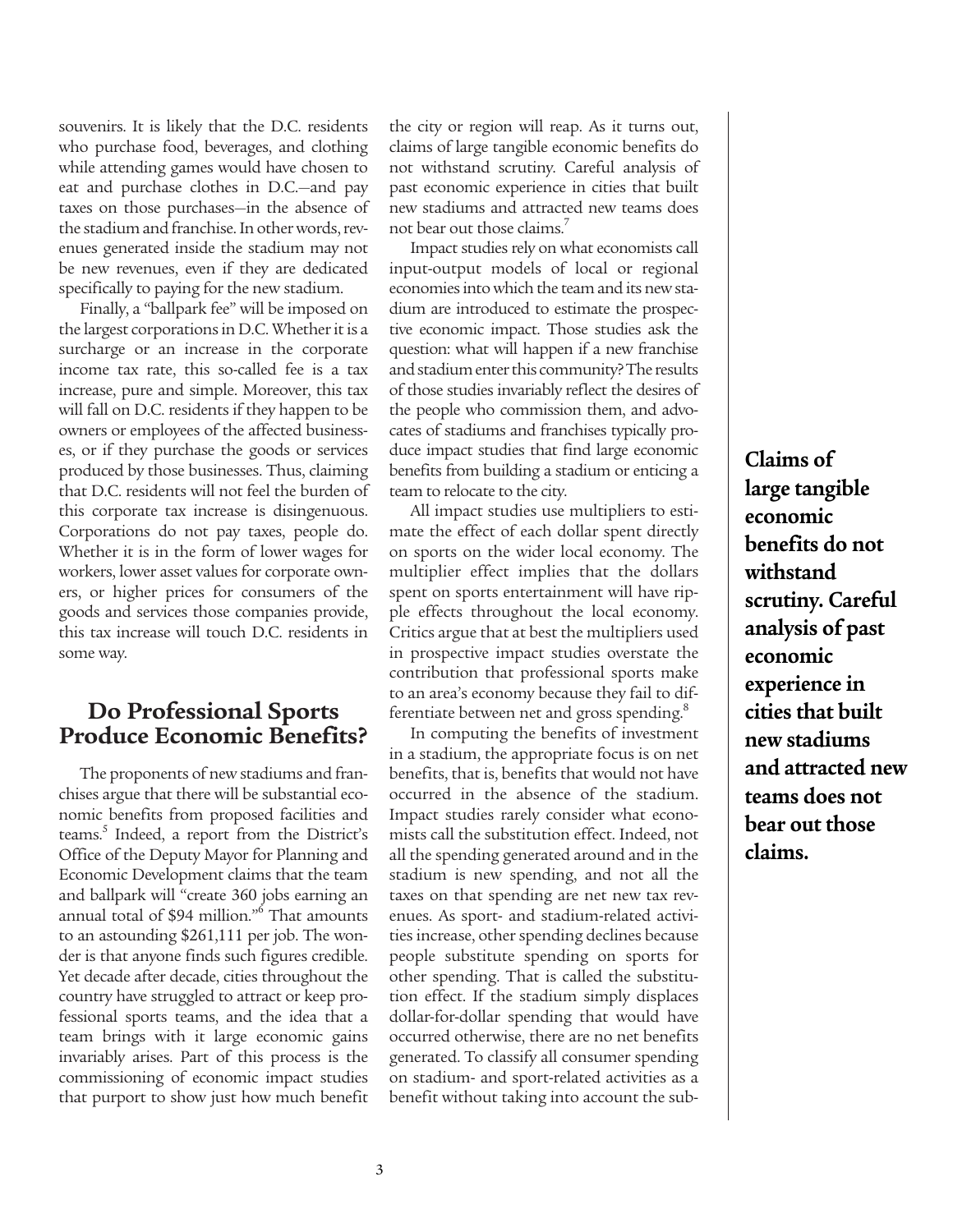souvenirs. It is likely that the D.C. residents who purchase food, beverages, and clothing while attending games would have chosen to eat and purchase clothes in D.C.—and pay taxes on those purchases—in the absence of the stadium and franchise. In other words, revenues generated inside the stadium may not be new revenues, even if they are dedicated specifically to paying for the new stadium.

Finally, a "ballpark fee" will be imposed on the largest corporations in D.C. Whether it is a surcharge or an increase in the corporate income tax rate, this so-called fee is a tax increase, pure and simple. Moreover, this tax will fall on D.C. residents if they happen to be owners or employees of the affected businesses, or if they purchase the goods or services produced by those businesses. Thus, claiming that D.C. residents will not feel the burden of this corporate tax increase is disingenuous. Corporations do not pay taxes, people do. Whether it is in the form of lower wages for workers, lower asset values for corporate owners, or higher prices for consumers of the goods and services those companies provide, this tax increase will touch D.C. residents in some way.

## Do Professional Sports Produce Economic Benefits?

The proponents of new stadiums and franchises argue that there will be substantial economic benefits from proposed facilities and teams.[5] Indeed, a report from the District's Office of the Deputy Mayor for Planning and Economic Development claims that the team and ballpark will "create 360 jobs earning an annual total of $94 million."[6] That amounts to an astounding $261,111 per job. The wonder is that anyone finds such figures credible. Yet decade after decade, cities throughout the country have struggled to attract or keep professional sports teams, and the idea that a team brings with it large economic gains invariably arises. Part of this process is the commissioning of economic impact studies that purport to show just how much benefit the city or region will reap. As it turns out, claims of large tangible economic benefits do not withstand scrutiny. Careful analysis of past economic experience in cities that built new stadiums and attracted new teams does not bear out those claims.[7]

Impact studies rely on what economists call input-output models of local or regional economies into which the team and its new stadium are introduced to estimate the prospective economic impact. Those studies ask the question: what will happen if a new franchise and stadium enter this community? The results of those studies invariably reflect the desires of the people who commission them, and advocates of stadiums and franchises typically produce impact studies that find large economic benefits from building a stadium or enticing a team to relocate to the city.

All impact studies use multipliers to estimate the effect of each dollar spent directly on sports on the wider local economy. The multiplier effect implies that the dollars spent on sports entertainment will have ripple effects throughout the local economy. Critics argue that at best the multipliers used in prospective impact studies overstate the contribution that professional sports make to an area's economy because they fail to differentiate between net and gross spending.[8]

In computing the benefits of investment in a stadium, the appropriate focus is on net benefits, that is, benefits that would not have occurred in the absence of the stadium. Impact studies rarely consider what economists call the substitution effect. Indeed, not all the spending generated around and in the stadium is new spending, and not all the taxes on that spending are net new tax revenues. As sport- and stadium-related activities increase, other spending declines because people substitute spending on sports for other spending. That is called the substitution effect. If the stadium simply displaces dollar-for-dollar spending that would have occurred otherwise, there are no net benefits generated. To classify all consumer spending on stadium- and sport-related activities as a benefit without taking into account the sub-

**Claims of large tangible economic benefits do not withstand scrutiny. Careful analysis of past economic experience in cities that built new stadiums and attracted new teams does not bear out those claims.**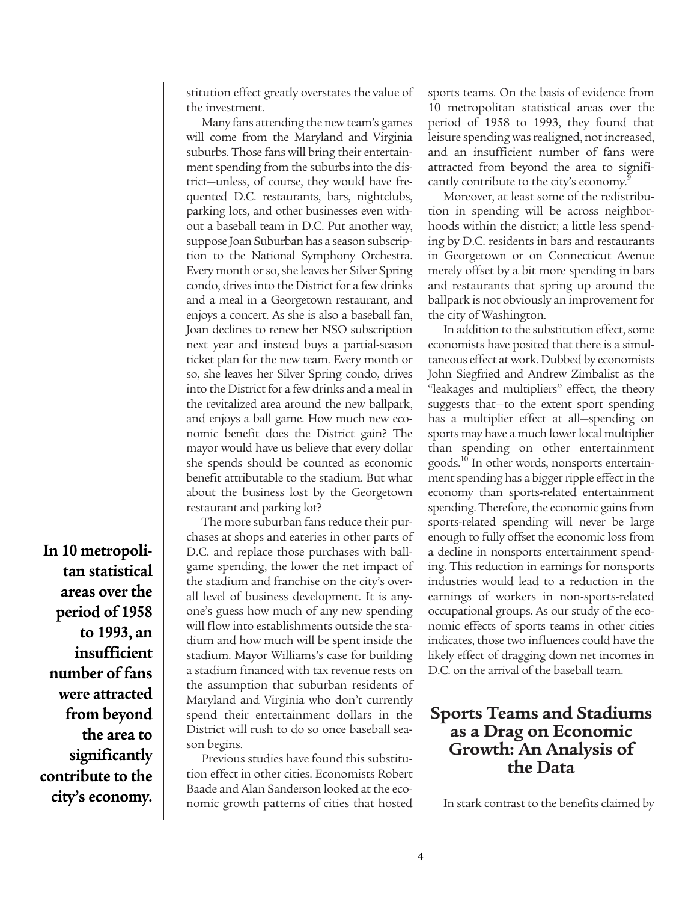stitution effect greatly overstates the value of the investment.

Many fans attending the new team's games will come from the Maryland and Virginia suburbs. Those fans will bring their entertainment spending from the suburbs into the district—unless, of course, they would have frequented D.C. restaurants, bars, nightclubs, parking lots, and other businesses even without a baseball team in D.C. Put another way, suppose Joan Suburban has a season subscription to the National Symphony Orchestra. Every month or so, she leaves her Silver Spring condo, drives into the District for a few drinks and a meal in a Georgetown restaurant, and enjoys a concert. As she is also a baseball fan, Joan declines to renew her NSO subscription next year and instead buys a partial-season ticket plan for the new team. Every month or so, she leaves her Silver Spring condo, drives into the District for a few drinks and a meal in the revitalized area around the new ballpark, and enjoys a ball game. How much new economic benefit does the District gain? The mayor would have us believe that every dollar she spends should be counted as economic benefit attributable to the stadium. But what about the business lost by the Georgetown restaurant and parking lot?

The more suburban fans reduce their purchases at shops and eateries in other parts of D.C. and replace those purchases with ballgame spending, the lower the net impact of the stadium and franchise on the city's overall level of business development. It is anyone's guess how much of any new spending will flow into establishments outside the stadium and how much will be spent inside the stadium. Mayor Williams's case for building a stadium financed with tax revenue rests on the assumption that suburban residents of Maryland and Virginia who don't currently spend their entertainment dollars in the District will rush to do so once baseball season begins.

Previous studies have found this substitution effect in other cities. Economists Robert Baade and Alan Sanderson looked at the economic growth patterns of cities that hosted sports teams. On the basis of evidence from 10 metropolitan statistical areas over the period of 1958 to 1993, they found that leisure spending was realigned, not increased, and an insufficient number of fans were attracted from beyond the area to significantly contribute to the city's economy.[9]

**In 10 metropolitan statistical areas over the period of 1958 to 1993, an insufficient number of fans were attracted from beyond the area to significantly contribute to the city's economy.**

Moreover, at least some of the redistribution in spending will be across neighborhoods within the district; a little less spending by D.C. residents in bars and restaurants in Georgetown or on Connecticut Avenue merely offset by a bit more spending in bars and restaurants that spring up around the ballpark is not obviously an improvement for the city of Washington.

In addition to the substitution effect, some economists have posited that there is a simultaneous effect at work. Dubbed by economists John Siegfried and Andrew Zimbalist as the "leakages and multipliers" effect, the theory suggests that—to the extent sport spending has a multiplier effect at all—spending on sports may have a much lower local multiplier than spending on other entertainment goods.[10] In other words, nonsports entertainment spending has a bigger ripple effect in the economy than sports-related entertainment spending. Therefore, the economic gains from sports-related spending will never be large enough to fully offset the economic loss from a decline in nonsports entertainment spending. This reduction in earnings for nonsports industries would lead to a reduction in the earnings of workers in non-sports-related occupational groups. As our study of the economic effects of sports teams in other cities indicates, those two influences could have the likely effect of dragging down net incomes in D.C. on the arrival of the baseball team.

## Sports Teams and Stadiums as a Drag on Economic Growth: An Analysis of the Data

In stark contrast to the benefits claimed by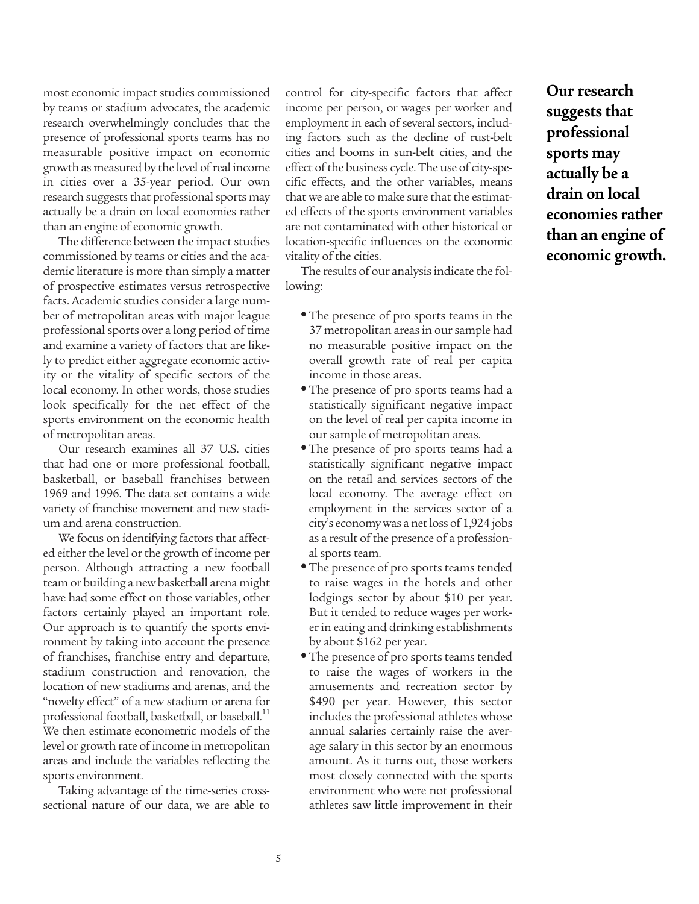most economic impact studies commissioned by teams or stadium advocates, the academic research overwhelmingly concludes that the presence of professional sports teams has no measurable positive impact on economic growth as measured by the level of real income in cities over a 35-year period. Our own research suggests that professional sports may actually be a drain on local economies rather than an engine of economic growth.

The difference between the impact studies commissioned by teams or cities and the academic literature is more than simply a matter of prospective estimates versus retrospective facts. Academic studies consider a large number of metropolitan areas with major league professional sports over a long period of time and examine a variety of factors that are likely to predict either aggregate economic activity or the vitality of specific sectors of the local economy. In other words, those studies look specifically for the net effect of the sports environment on the economic health of metropolitan areas.

Our research examines all 37 U.S. cities that had one or more professional football, basketball, or baseball franchises between 1969 and 1996. The data set contains a wide variety of franchise movement and new stadium and arena construction.

We focus on identifying factors that affected either the level or the growth of income per person. Although attracting a new football team or building a new basketball arena might have had some effect on those variables, other factors certainly played an important role. Our approach is to quantify the sports environment by taking into account the presence of franchises, franchise entry and departure, stadium construction and renovation, the location of new stadiums and arenas, and the "novelty effect" of a new stadium or arena for professional football, basketball, or baseball.[11] We then estimate econometric models of the level or growth rate of income in metropolitan areas and include the variables reflecting the sports environment.

Taking advantage of the time-series cross-sectional nature of our data, we are able to control for city-specific factors that affect income per person, or wages per worker and employment in each of several sectors, including factors such as the decline of rust-belt cities and booms in sun-belt cities, and the effect of the business cycle. The use of city-specific effects, and the other variables, means that we are able to make sure that the estimated effects of the sports environment variables are not contaminated with other historical or location-specific influences on the economic vitality of the cities.

The results of our analysis indicate the following:

- The presence of pro sports teams in the 37 metropolitan areas in our sample had no measurable positive impact on the overall growth rate of real per capita income in those areas.
- The presence of pro sports teams had a statistically significant negative impact on the level of real per capita income in our sample of metropolitan areas.
- The presence of pro sports teams had a statistically significant negative impact on the retail and services sectors of the local economy. The average effect on employment in the services sector of a city's economy was a net loss of 1,924 jobs as a result of the presence of a professional sports team.
- The presence of pro sports teams tended to raise wages in the hotels and other lodgings sector by about $10 per year. But it tended to reduce wages per worker in eating and drinking establishments by about $162 per year.
- The presence of pro sports teams tended to raise the wages of workers in the amusements and recreation sector by $490 per year. However, this sector includes the professional athletes whose annual salaries certainly raise the average salary in this sector by an enormous amount. As it turns out, those workers most closely connected with the sports environment who were not professional athletes saw little improvement in their

**Our research suggests that professional sports may actually be a drain on local economies rather than an engine of economic growth.**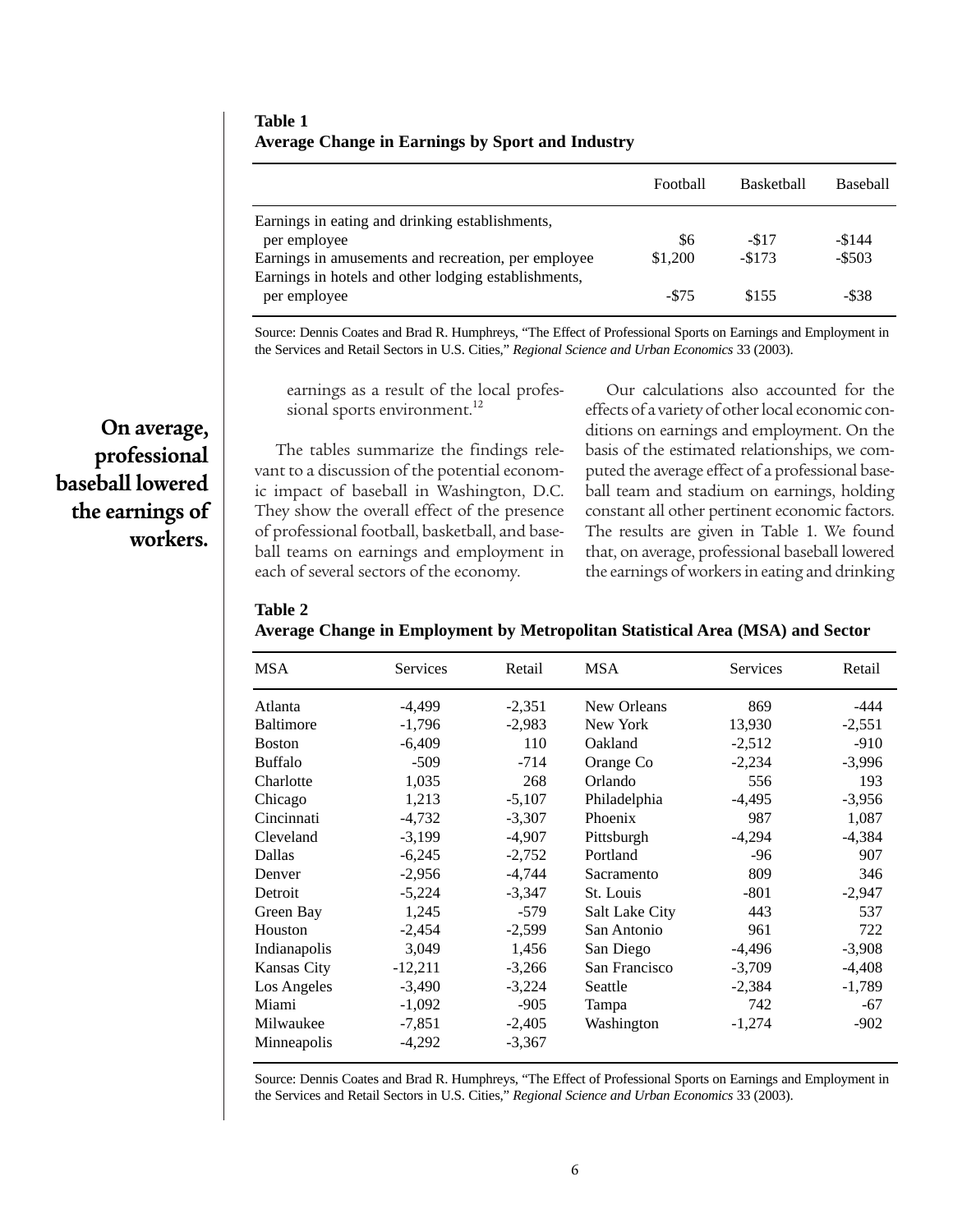**Table 1**
**Average Change in Earnings by Sport and Industry**

| | Football | Basketball | Baseball |
|---|---|---|---|
| Earnings in eating and drinking establishments, per employee | $6 | -$17 | -$144 |
| Earnings in amusements and recreation, per employee | $1,200 | -$173 | -$503 |
| Earnings in hotels and other lodging establishments, per employee | -$75 | $155 | -$38 |

Source: Dennis Coates and Brad R. Humphreys, "The Effect of Professional Sports on Earnings and Employment in the Services and Retail Sectors in U.S. Cities," *Regional Science and Urban Economics* 33 (2003).

**On average, professional baseball lowered the earnings of workers.**

earnings as a result of the local professional sports environment.[12]

The tables summarize the findings relevant to a discussion of the potential economic impact of baseball in Washington, D.C. They show the overall effect of the presence of professional football, basketball, and baseball teams on earnings and employment in each of several sectors of the economy.

Our calculations also accounted for the effects of a variety of other local economic conditions on earnings and employment. On the basis of the estimated relationships, we computed the average effect of a professional baseball team and stadium on earnings, holding constant all other pertinent economic factors. The results are given in Table 1. We found that, on average, professional baseball lowered the earnings of workers in eating and drinking

**Table 2**
**Average Change in Employment by Metropolitan Statistical Area (MSA) and Sector**

| MSA | Services | Retail | MSA | Services | Retail |
|---|---|---|---|---|---|
| Atlanta | -4,499 | -2,351 | New Orleans | 869 | -444 |
| Baltimore | -1,796 | -2,983 | New York | 13,930 | -2,551 |
| Boston | -6,409 | 110 | Oakland | -2,512 | -910 |
| Buffalo | -509 | -714 | Orange Co | -2,234 | -3,996 |
| Charlotte | 1,035 | 268 | Orlando | 556 | 193 |
| Chicago | 1,213 | -5,107 | Philadelphia | -4,495 | -3,956 |
| Cincinnati | -4,732 | -3,307 | Phoenix | 987 | 1,087 |
| Cleveland | -3,199 | -4,907 | Pittsburgh | -4,294 | -4,384 |
| Dallas | -6,245 | -2,752 | Portland | -96 | 907 |
| Denver | -2,956 | -4,744 | Sacramento | 809 | 346 |
| Detroit | -5,224 | -3,347 | St. Louis | -801 | -2,947 |
| Green Bay | 1,245 | -579 | Salt Lake City | 443 | 537 |
| Houston | -2,454 | -2,599 | San Antonio | 961 | 722 |
| Indianapolis | 3,049 | 1,456 | San Diego | -4,496 | -3,908 |
| Kansas City | -12,211 | -3,266 | San Francisco | -3,709 | -4,408 |
| Los Angeles | -3,490 | -3,224 | Seattle | -2,384 | -1,789 |
| Miami | -1,092 | -905 | Tampa | 742 | -67 |
| Milwaukee | -7,851 | -2,405 | Washington | -1,274 | -902 |
| Minneapolis | -4,292 | -3,367 | | | |

Source: Dennis Coates and Brad R. Humphreys, "The Effect of Professional Sports on Earnings and Employment in the Services and Retail Sectors in U.S. Cities," *Regional Science and Urban Economics* 33 (2003).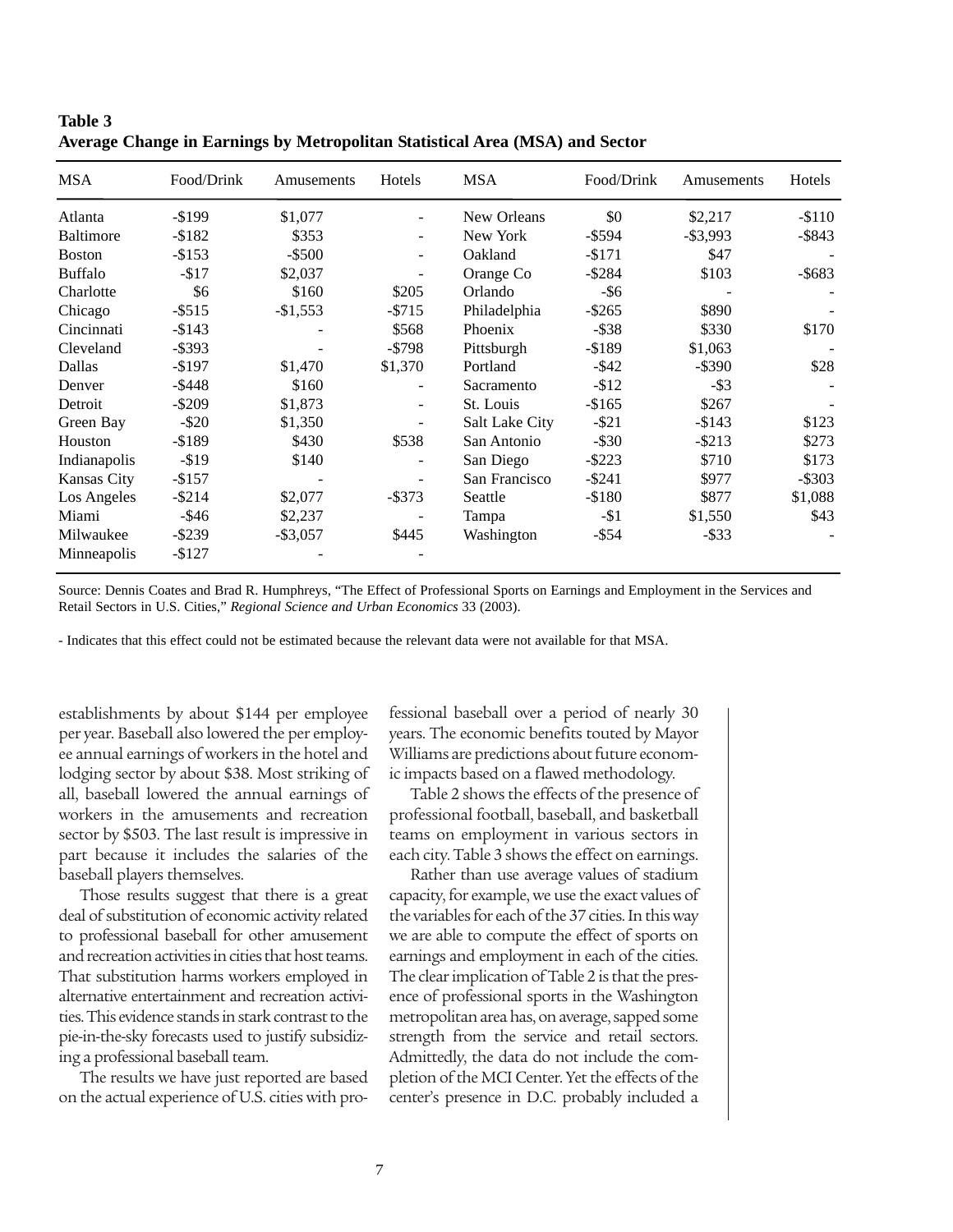**Table 3**
**Average Change in Earnings by Metropolitan Statistical Area (MSA) and Sector**

| MSA | Food/Drink | Amusements | Hotels | MSA | Food/Drink | Amusements | Hotels |
|---|---|---|---|---|---|---|---|
| Atlanta | -$199 | $1,077 | - | New Orleans | $0 | $2,217 | -$110 |
| Baltimore | -$182 | $353 | - | New York | -$594 | -$3,993 | -$843 |
| Boston | -$153 | -$500 | - | Oakland | -$171 | $47 | - |
| Buffalo | -$17 | $2,037 | - | Orange Co | -$284 | $103 | -$683 |
| Charlotte | $6 | $160 | $205 | Orlando | -$6 | - | - |
| Chicago | -$515 | -$1,553 | -$715 | Philadelphia | -$265 | $890 | - |
| Cincinnati | -$143 | - | $568 | Phoenix | -$38 | $330 | $170 |
| Cleveland | -$393 | - | -$798 | Pittsburgh | -$189 | $1,063 | - |
| Dallas | -$197 | $1,470 | $1,370 | Portland | -$42 | -$390 | $28 |
| Denver | -$448 | $160 | - | Sacramento | -$12 | -$3 | - |
| Detroit | -$209 | $1,873 | - | St. Louis | -$165 | $267 | - |
| Green Bay | -$20 | $1,350 | - | Salt Lake City | -$21 | -$143 | $123 |
| Houston | -$189 | $430 | $538 | San Antonio | -$30 | -$213 | $273 |
| Indianapolis | -$19 | $140 | - | San Diego | -$223 | $710 | $173 |
| Kansas City | -$157 | - | - | San Francisco | -$241 | $977 | -$303 |
| Los Angeles | -$214 | $2,077 | -$373 | Seattle | -$180 | $877 | $1,088 |
| Miami | -$46 | $2,237 | - | Tampa | -$1 | $1,550 | $43 |
| Milwaukee | -$239 | -$3,057 | $445 | Washington | -$54 | -$33 | - |
| Minneapolis | -$127 | - | - | | | | |

Source: Dennis Coates and Brad R. Humphreys, "The Effect of Professional Sports on Earnings and Employment in the Services and Retail Sectors in U.S. Cities," *Regional Science and Urban Economics* 33 (2003).

- Indicates that this effect could not be estimated because the relevant data were not available for that MSA.

establishments by about $144 per employee per year. Baseball also lowered the per employee annual earnings of workers in the hotel and lodging sector by about $38. Most striking of all, baseball lowered the annual earnings of workers in the amusements and recreation sector by $503. The last result is impressive in part because it includes the salaries of the baseball players themselves.

Those results suggest that there is a great deal of substitution of economic activity related to professional baseball for other amusement and recreation activities in cities that host teams. That substitution harms workers employed in alternative entertainment and recreation activities. This evidence stands in stark contrast to the pie-in-the-sky forecasts used to justify subsidizing a professional baseball team.

The results we have just reported are based on the actual experience of U.S. cities with professional baseball over a period of nearly 30 years. The economic benefits touted by Mayor Williams are predictions about future economic impacts based on a flawed methodology.

Table 2 shows the effects of the presence of professional football, baseball, and basketball teams on employment in various sectors in each city. Table 3 shows the effect on earnings.

Rather than use average values of stadium capacity, for example, we use the exact values of the variables for each of the 37 cities. In this way we are able to compute the effect of sports on earnings and employment in each of the cities. The clear implication of Table 2 is that the presence of professional sports in the Washington metropolitan area has, on average, sapped some strength from the service and retail sectors. Admittedly, the data do not include the completion of the MCI Center. Yet the effects of the center's presence in D.C. probably included a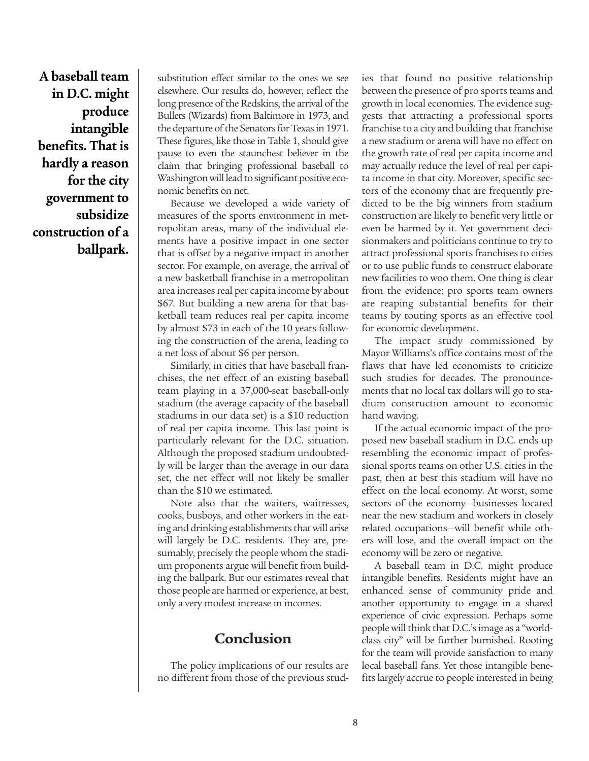**A baseball team in D.C. might produce intangible benefits. That is hardly a reason for the city government to subsidize construction of a ballpark.**

substitution effect similar to the ones we see elsewhere. Our results do, however, reflect the long presence of the Redskins, the arrival of the Bullets (Wizards) from Baltimore in 1973, and the departure of the Senators for Texas in 1971. These figures, like those in Table 1, should give pause to even the staunchest believer in the claim that bringing professional baseball to Washington will lead to significant positive economic benefits on net.

Because we developed a wide variety of measures of the sports environment in metropolitan areas, many of the individual elements have a positive impact in one sector that is offset by a negative impact in another sector. For example, on average, the arrival of a new basketball franchise in a metropolitan area increases real per capita income by about $67. But building a new arena for that basketball team reduces real per capita income by almost $73 in each of the 10 years following the construction of the arena, leading to a net loss of about $6 per person.

Similarly, in cities that have baseball franchises, the net effect of an existing baseball team playing in a 37,000-seat baseball-only stadium (the average capacity of the baseball stadiums in our data set) is a $10 reduction of real per capita income. This last point is particularly relevant for the D.C. situation. Although the proposed stadium undoubtedly will be larger than the average in our data set, the net effect will not likely be smaller than the $10 we estimated.

Note also that the waiters, waitresses, cooks, busboys, and other workers in the eating and drinking establishments that will arise will largely be D.C. residents. They are, presumably, precisely the people whom the stadium proponents argue will benefit from building the ballpark. But our estimates reveal that those people are harmed or experience, at best, only a very modest increase in incomes.

## Conclusion

The policy implications of our results are no different from those of the previous studies that found no positive relationship between the presence of pro sports teams and growth in local economies. The evidence suggests that attracting a professional sports franchise to a city and building that franchise a new stadium or arena will have no effect on the growth rate of real per capita income and may actually reduce the level of real per capita income in that city. Moreover, specific sectors of the economy that are frequently predicted to be the big winners from stadium construction are likely to benefit very little or even be harmed by it. Yet government decisionmakers and politicians continue to try to attract professional sports franchises to cities or to use public funds to construct elaborate new facilities to woo them. One thing is clear from the evidence: pro sports team owners are reaping substantial benefits for their teams by touting sports as an effective tool for economic development.

The impact study commissioned by Mayor Williams's office contains most of the flaws that have led economists to criticize such studies for decades. The pronouncements that no local tax dollars will go to stadium construction amount to economic hand waving.

If the actual economic impact of the proposed new baseball stadium in D.C. ends up resembling the economic impact of professional sports teams on other U.S. cities in the past, then at best this stadium will have no effect on the local economy. At worst, some sectors of the economy—businesses located near the new stadium and workers in closely related occupations—will benefit while others will lose, and the overall impact on the economy will be zero or negative.

A baseball team in D.C. might produce intangible benefits. Residents might have an enhanced sense of community pride and another opportunity to engage in a shared experience of civic expression. Perhaps some people will think that D.C.'s image as a "world-class city" will be further burnished. Rooting for the team will provide satisfaction to many local baseball fans. Yet those intangible benefits largely accrue to people interested in being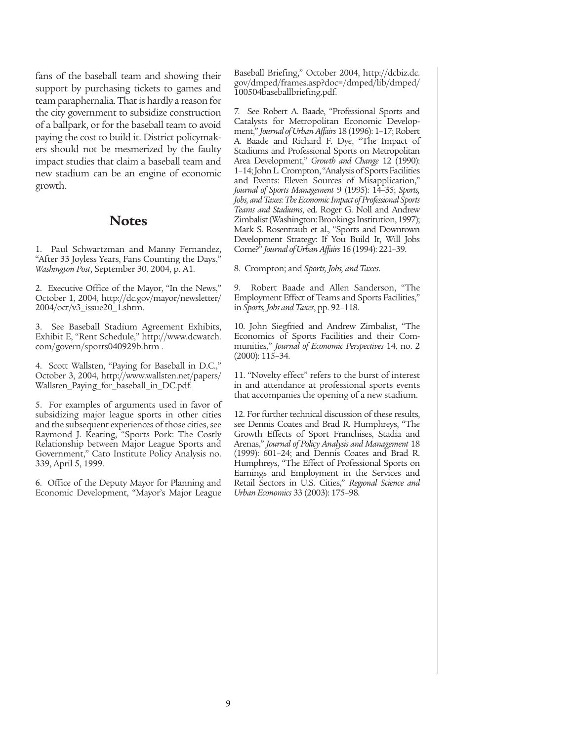fans of the baseball team and showing their support by purchasing tickets to games and team paraphernalia. That is hardly a reason for the city government to subsidize construction of a ballpark, or for the baseball team to avoid paying the cost to build it. District policymakers should not be mesmerized by the faulty impact studies that claim a baseball team and new stadium can be an engine of economic growth.

## Notes

1. Paul Schwartzman and Manny Fernandez, "After 33 Joyless Years, Fans Counting the Days," *Washington Post*, September 30, 2004, p. A1.

2. Executive Office of the Mayor, "In the News," October 1, 2004, http://dc.gov/mayor/newsletter/2004/oct/v3_issue20_1.shtm.

3. See Baseball Stadium Agreement Exhibits, Exhibit E, "Rent Schedule," http://www.dcwatch.com/govern/sports040929b.htm .

4. Scott Wallsten, "Paying for Baseball in D.C.," October 3, 2004, http://www.wallsten.net/papers/Wallsten_Paying_for_baseball_in_DC.pdf.

5. For examples of arguments used in favor of subsidizing major league sports in other cities and the subsequent experiences of those cities, see Raymond J. Keating, "Sports Pork: The Costly Relationship between Major League Sports and Government," Cato Institute Policy Analysis no. 339, April 5, 1999.

6. Office of the Deputy Mayor for Planning and Economic Development, "Mayor's Major League Baseball Briefing," October 2004, http://dcbiz.dc.gov/dmped/frames.asp?doc=/dmped/lib/dmped/100504baseballbriefing.pdf.

7. See Robert A. Baade, "Professional Sports and Catalysts for Metropolitan Economic Development," *Journal of Urban Affairs* 18 (1996): 1–17; Robert A. Baade and Richard F. Dye, "The Impact of Stadiums and Professional Sports on Metropolitan Area Development," *Growth and Change* 12 (1990): 1–14; John L. Crompton, "Analysis of Sports Facilities and Events: Eleven Sources of Misapplication," *Journal of Sports Management* 9 (1995): 14–35; *Sports, Jobs, and Taxes: The Economic Impact of Professional Sports Teams and Stadiums*, ed. Roger G. Noll and Andrew Zimbalist (Washington: Brookings Institution, 1997); Mark S. Rosentraub et al., "Sports and Downtown Development Strategy: If You Build It, Will Jobs Come?" *Journal of Urban Affairs* 16 (1994): 221–39.

8. Crompton; and *Sports, Jobs, and Taxes*.

9. Robert Baade and Allen Sanderson, "The Employment Effect of Teams and Sports Facilities," in *Sports, Jobs and Taxes*, pp. 92–118.

10. John Siegfried and Andrew Zimbalist, "The Economics of Sports Facilities and their Communities," *Journal of Economic Perspectives* 14, no. 2 (2000): 115–34.

11. "Novelty effect" refers to the burst of interest in and attendance at professional sports events that accompanies the opening of a new stadium.

12. For further technical discussion of these results, see Dennis Coates and Brad R. Humphreys, "The Growth Effects of Sport Franchises, Stadia and Arenas," *Journal of Policy Analysis and Management* 18 (1999): 601–24; and Dennis Coates and Brad R. Humphreys, "The Effect of Professional Sports on Earnings and Employment in the Services and Retail Sectors in U.S. Cities," *Regional Science and Urban Economics* 33 (2003): 175–98.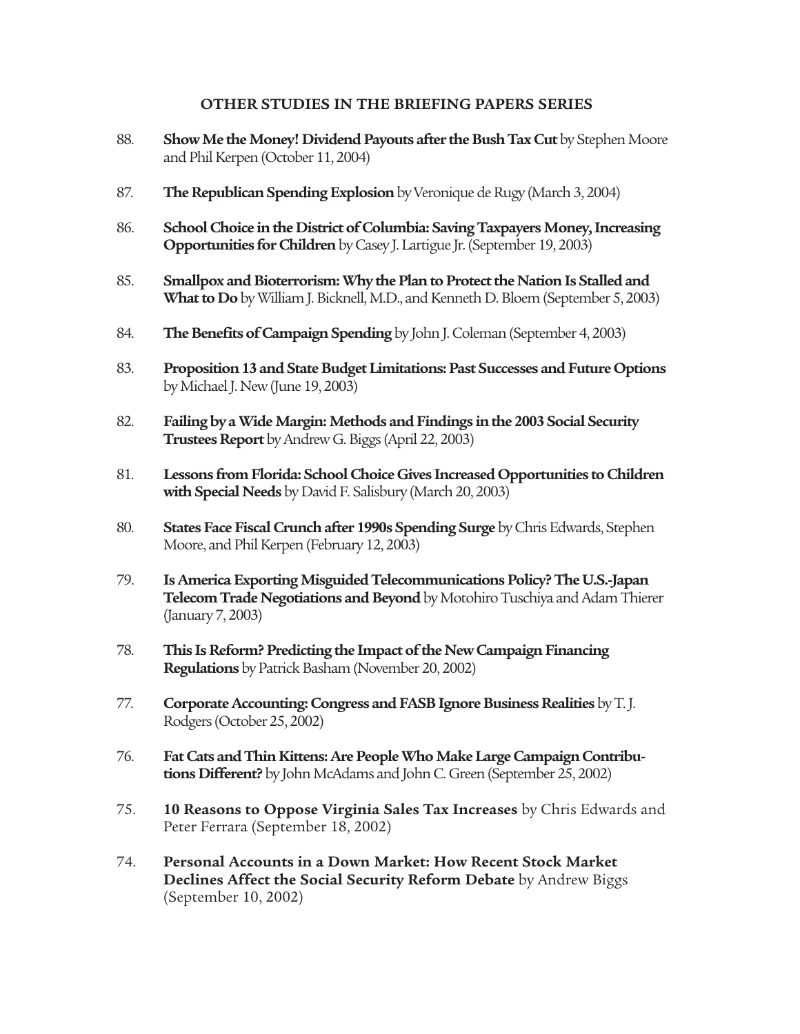## OTHER STUDIES IN THE BRIEFING PAPERS SERIES

88. **Show Me the Money! Dividend Payouts after the Bush Tax Cut** by Stephen Moore and Phil Kerpen (October 11, 2004)

87. **The Republican Spending Explosion** by Veronique de Rugy (March 3, 2004)

86. **School Choice in the District of Columbia: Saving Taxpayers Money, Increasing Opportunities for Children** by Casey J. Lartigue Jr. (September 19, 2003)

85. **Smallpox and Bioterrorism: Why the Plan to Protect the Nation Is Stalled and What to Do** by William J. Bicknell, M.D., and Kenneth D. Bloem (September 5, 2003)

84. **The Benefits of Campaign Spending** by John J. Coleman (September 4, 2003)

83. **Proposition 13 and State Budget Limitations: Past Successes and Future Options** by Michael J. New (June 19, 2003)

82. **Failing by a Wide Margin: Methods and Findings in the 2003 Social Security Trustees Report** by Andrew G. Biggs (April 22, 2003)

81. **Lessons from Florida: School Choice Gives Increased Opportunities to Children with Special Needs** by David F. Salisbury (March 20, 2003)

80. **States Face Fiscal Crunch after 1990s Spending Surge** by Chris Edwards, Stephen Moore, and Phil Kerpen (February 12, 2003)

79. **Is America Exporting Misguided Telecommunications Policy? The U.S.-Japan Telecom Trade Negotiations and Beyond** by Motohiro Tuschiya and Adam Thierer (January 7, 2003)

78. **This Is Reform? Predicting the Impact of the New Campaign Financing Regulations** by Patrick Basham (November 20, 2002)

77. **Corporate Accounting: Congress and FASB Ignore Business Realities** by T. J. Rodgers (October 25, 2002)

76. **Fat Cats and Thin Kittens: Are People Who Make Large Campaign Contributions Different?** by John McAdams and John C. Green (September 25, 2002)

75. **10 Reasons to Oppose Virginia Sales Tax Increases** by Chris Edwards and Peter Ferrara (September 18, 2002)

74. **Personal Accounts in a Down Market: How Recent Stock Market Declines Affect the Social Security Reform Debate** by Andrew Biggs (September 10, 2002)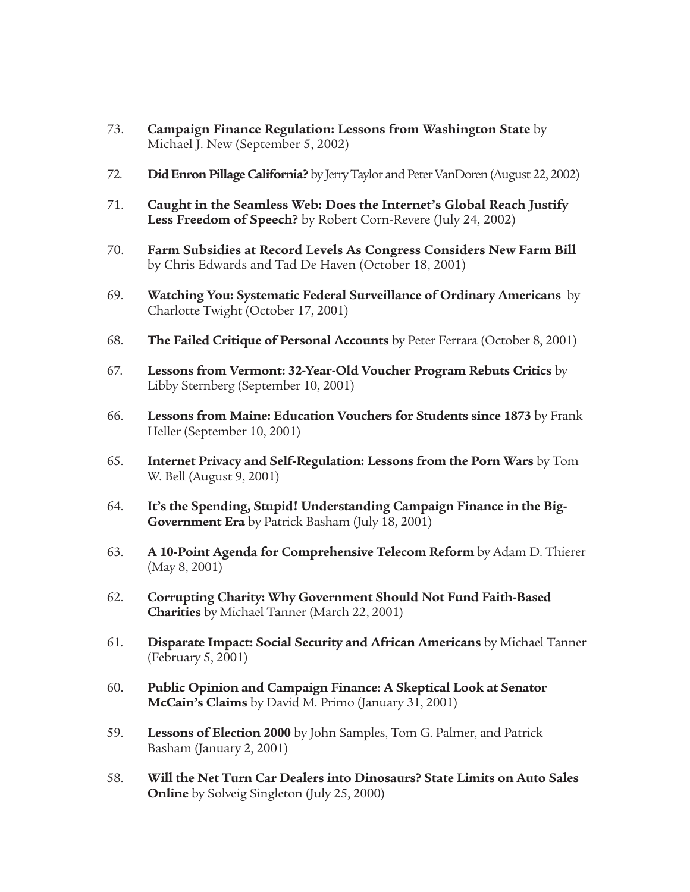73. **Campaign Finance Regulation: Lessons from Washington State** by Michael J. New (September 5, 2002)

72. **Did Enron Pillage California?** by Jerry Taylor and Peter VanDoren (August 22, 2002)

71. **Caught in the Seamless Web: Does the Internet's Global Reach Justify Less Freedom of Speech?** by Robert Corn-Revere (July 24, 2002)

70. **Farm Subsidies at Record Levels As Congress Considers New Farm Bill** by Chris Edwards and Tad De Haven (October 18, 2001)

69. **Watching You: Systematic Federal Surveillance of Ordinary Americans** by Charlotte Twight (October 17, 2001)

68. **The Failed Critique of Personal Accounts** by Peter Ferrara (October 8, 2001)

67. **Lessons from Vermont: 32-Year-Old Voucher Program Rebuts Critics** by Libby Sternberg (September 10, 2001)

66. **Lessons from Maine: Education Vouchers for Students since 1873** by Frank Heller (September 10, 2001)

65. **Internet Privacy and Self-Regulation: Lessons from the Porn Wars** by Tom W. Bell (August 9, 2001)

64. **It's the Spending, Stupid! Understanding Campaign Finance in the Big-Government Era** by Patrick Basham (July 18, 2001)

63. **A 10-Point Agenda for Comprehensive Telecom Reform** by Adam D. Thierer (May 8, 2001)

62. **Corrupting Charity: Why Government Should Not Fund Faith-Based Charities** by Michael Tanner (March 22, 2001)

61. **Disparate Impact: Social Security and African Americans** by Michael Tanner (February 5, 2001)

60. **Public Opinion and Campaign Finance: A Skeptical Look at Senator McCain's Claims** by David M. Primo (January 31, 2001)

59. **Lessons of Election 2000** by John Samples, Tom G. Palmer, and Patrick Basham (January 2, 2001)

58. **Will the Net Turn Car Dealers into Dinosaurs? State Limits on Auto Sales Online** by Solveig Singleton (July 25, 2000)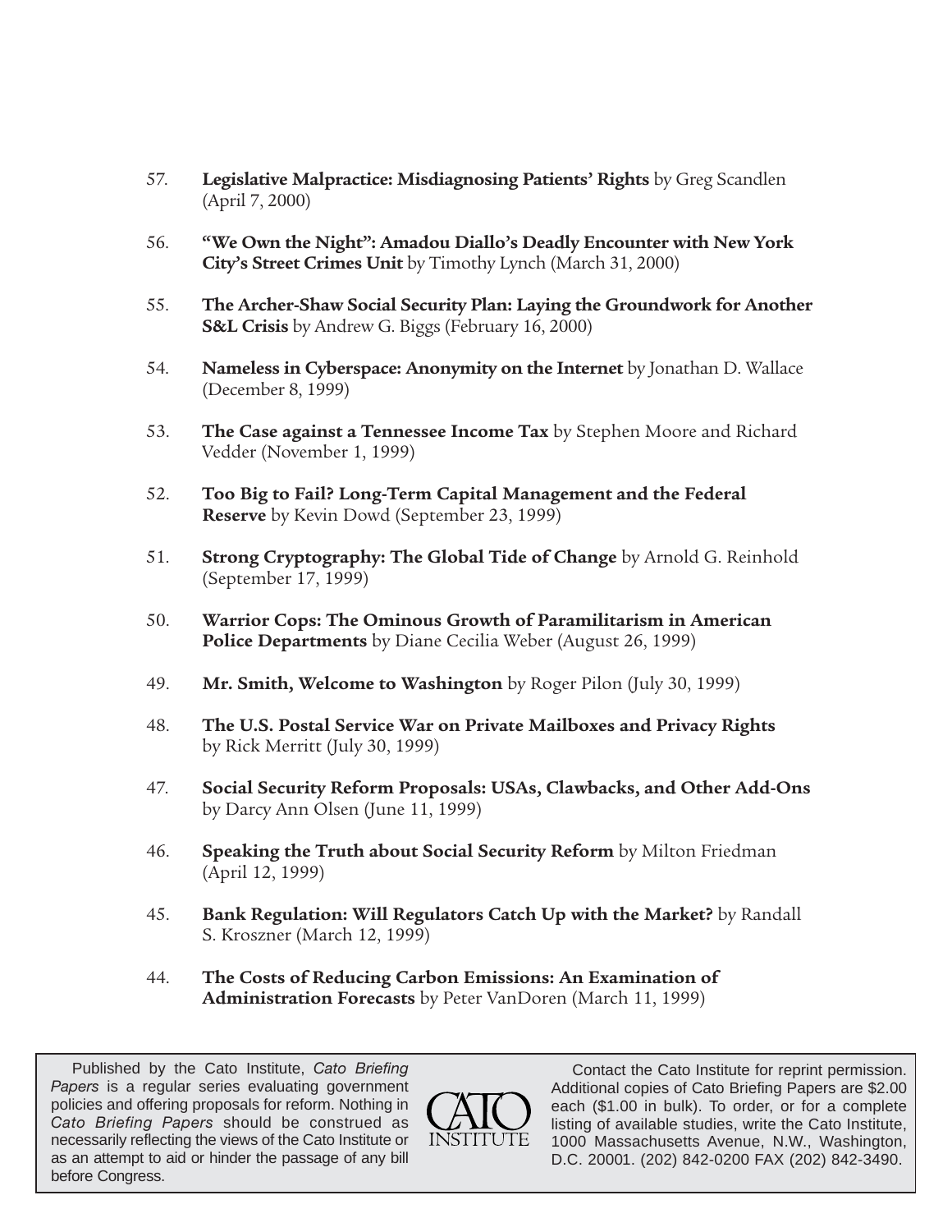57. **Legislative Malpractice: Misdiagnosing Patients' Rights** by Greg Scandlen (April 7, 2000)

56. **"We Own the Night": Amadou Diallo's Deadly Encounter with New York City's Street Crimes Unit** by Timothy Lynch (March 31, 2000)

55. **The Archer-Shaw Social Security Plan: Laying the Groundwork for Another S&L Crisis** by Andrew G. Biggs (February 16, 2000)

54. **Nameless in Cyberspace: Anonymity on the Internet** by Jonathan D. Wallace (December 8, 1999)

53. **The Case against a Tennessee Income Tax** by Stephen Moore and Richard Vedder (November 1, 1999)

52. **Too Big to Fail? Long-Term Capital Management and the Federal Reserve** by Kevin Dowd (September 23, 1999)

51. **Strong Cryptography: The Global Tide of Change** by Arnold G. Reinhold (September 17, 1999)

50. **Warrior Cops: The Ominous Growth of Paramilitarism in American Police Departments** by Diane Cecilia Weber (August 26, 1999)

49. **Mr. Smith, Welcome to Washington** by Roger Pilon (July 30, 1999)

48. **The U.S. Postal Service War on Private Mailboxes and Privacy Rights** by Rick Merritt (July 30, 1999)

47. **Social Security Reform Proposals: USAs, Clawbacks, and Other Add-Ons** by Darcy Ann Olsen (June 11, 1999)

46. **Speaking the Truth about Social Security Reform** by Milton Friedman (April 12, 1999)

45. **Bank Regulation: Will Regulators Catch Up with the Market?** by Randall S. Kroszner (March 12, 1999)

44. **The Costs of Reducing Carbon Emissions: An Examination of Administration Forecasts** by Peter VanDoren (March 11, 1999)

Published by the Cato Institute, *Cato Briefing Papers* is a regular series evaluating government policies and offering proposals for reform. Nothing in *Cato Briefing Papers* should be construed as necessarily reflecting the views of the Cato Institute or as an attempt to aid or hinder the passage of any bill before Congress.

CATO INSTITUTE

Contact the Cato Institute for reprint permission. Additional copies of Cato Briefing Papers are $2.00 each ($1.00 in bulk). To order, or for a complete listing of available studies, write the Cato Institute, 1000 Massachusetts Avenue, N.W., Washington, D.C. 20001. (202) 842-0200 FAX (202) 842-3490.